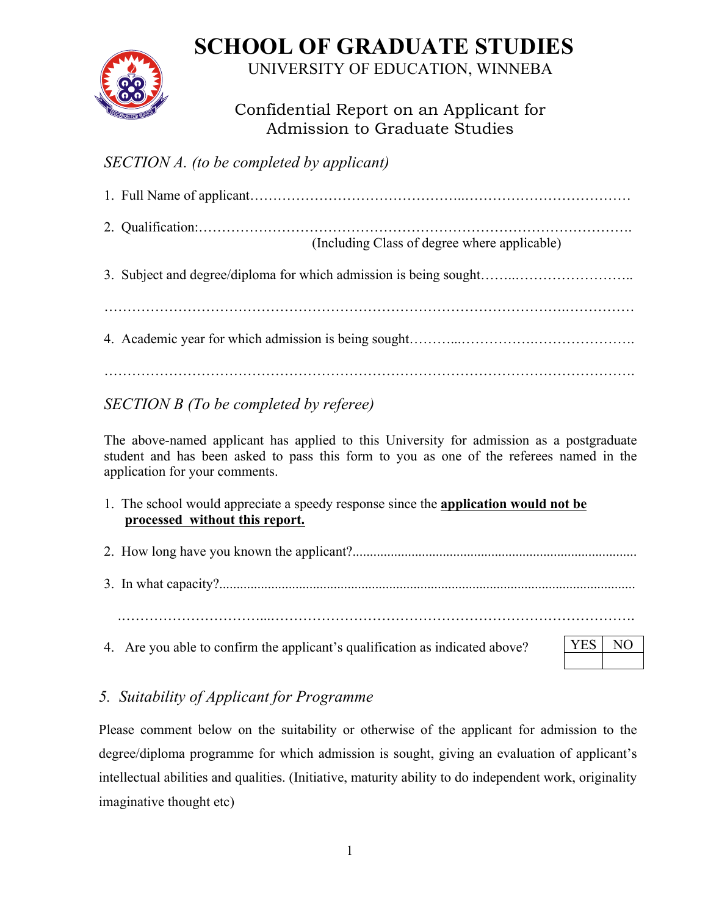# SCHOOL OF GRADUATE STUDIES

UNIVERSITY OF EDUCATION, WINNEBA

## Confidential Report on an Applicant for Admission to Graduate Studies

### *SECTION A. (to be completed by applicant)*

1. Full Name of applicant……………………………………..………………………………

2. Qualification:……………………………………………………………………………………
(Including Class of degree where applicable)

3. Subject and degree/diploma for which admission is being sought……..……………………..

……………………………………………………………………………………………..……………

4. Academic year for which admission is being sought………...……………….………………….

…………………………………………………………………………………………………………….

### *SECTION B (To be completed by referee)*

The above-named applicant has applied to this University for admission as a postgraduate student and has been asked to pass this form to you as one of the referees named in the application for your comments.

1. The school would appreciate a speedy response since the **application would not be processed without this report.**

2. How long have you known the applicant?...............................................................................

3. In what capacity?.........................................................................................................................

…………………………...……………………………………………………………………….

4. Are you able to confirm the applicant's qualification as indicated above?

| YES | NO |
|---|---|
| | |

### *5. Suitability of Applicant for Programme*

Please comment below on the suitability or otherwise of the applicant for admission to the degree/diploma programme for which admission is sought, giving an evaluation of applicant's intellectual abilities and qualities. (Initiative, maturity ability to do independent work, originality imaginative thought etc)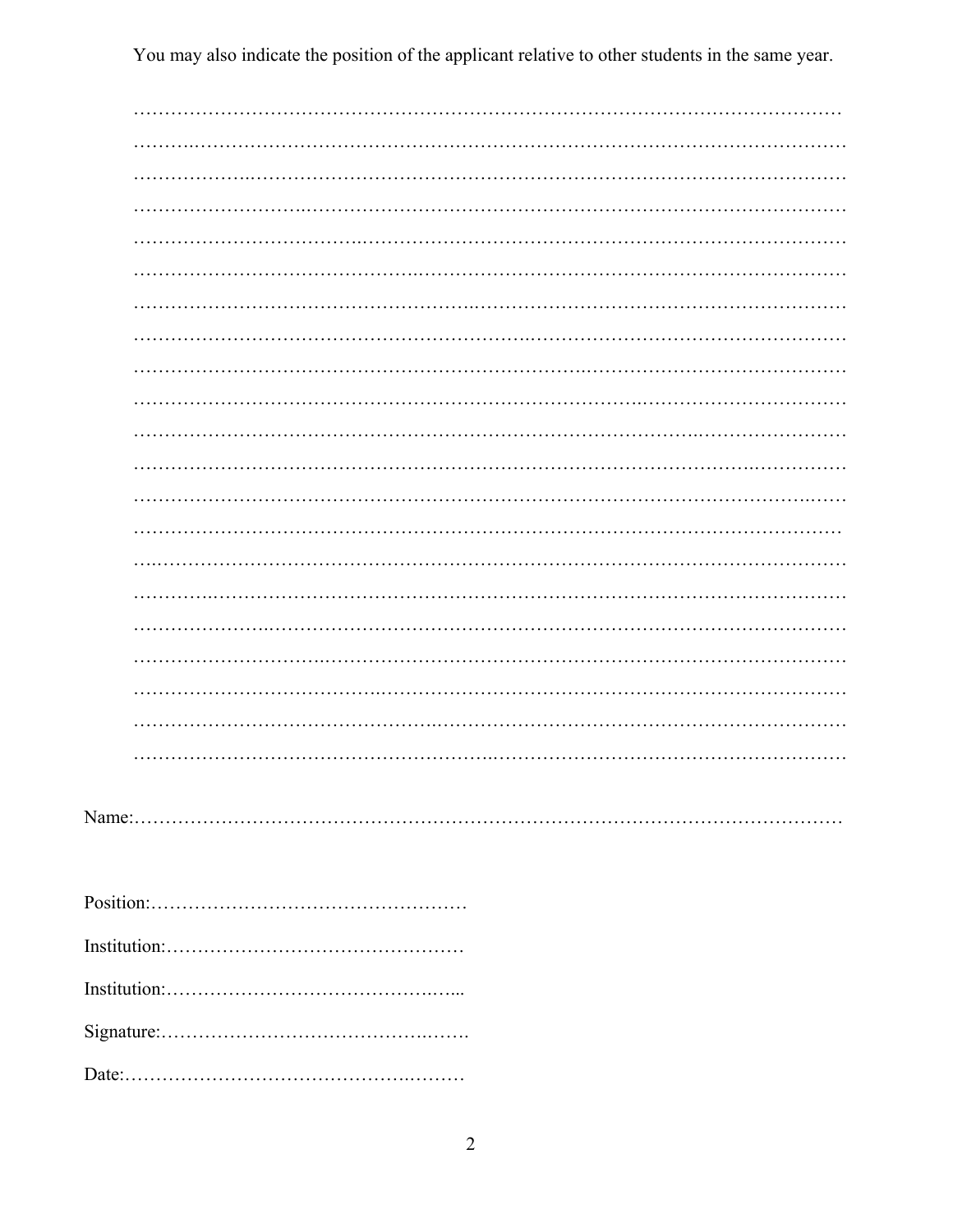You may also indicate the position of the applicant relative to other students in the same year.

…………………………………………………………………………………………………………
…………………………………………………………………………………………………………
…………………………………………………………………………………………………………
…………………………………………………………………………………………………………
…………………………………………………………………………………………………………
…………………………………………………………………………………………………………
…………………………………………………………………………………………………………
…………………………………………………………………………………………………………
…………………………………………………………………………………………………………
…………………………………………………………………………………………………………
…………………………………………………………………………………………………………
…………………………………………………………………………………………………………
…………………………………………………………………………………………………………
…………………………………………………………………………………………………………
…………………………………………………………………………………………………………
…………………………………………………………………………………………………………
…………………………………………………………………………………………………………
…………………………………………………………………………………………………………
…………………………………………………………………………………………………………
…………………………………………………………………………………………………………
…………………………………………………………………………………………………………

Name:…………………………………………………………………………………………………

Position:……………………………………………

Institution:…………………………………………

Institution:…………………………………………

Signature:…………………………………………

Date:………………………………………………